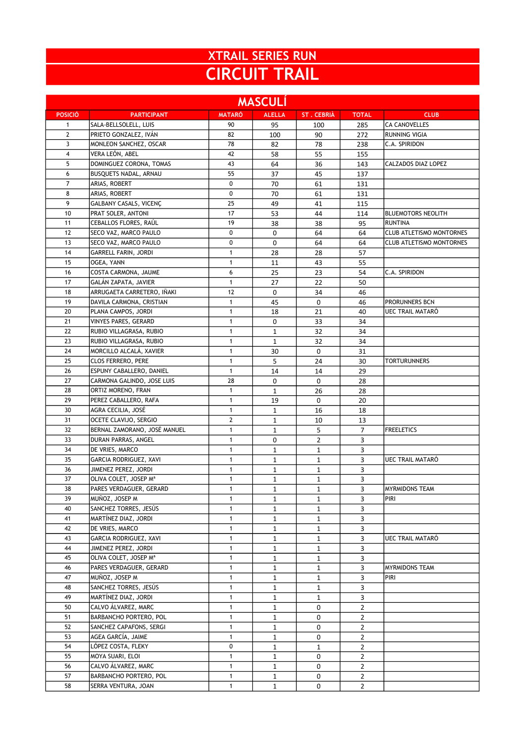# XTRAIL SERIES RUN

# CIRCUIT TRAIL

## MASCULÍ

| POSICIÓ | PARTICIPANT | MATARÓ | ALELLA | ST . CEBRIÀ | TOTAL | CLUB |
|---|---|---|---|---|---|---|
| 1 | SALA-BELLSOLELL, LUIS | 90 | 95 | 100 | 285 | CA CANOVELLES |
| 2 | PRIETO GONZALEZ, IVÁN | 82 | 100 | 90 | 272 | RUNNING VIGIA |
| 3 | MONLEON SANCHEZ, OSCAR | 78 | 82 | 78 | 238 | C.A. SPIRIDON |
| 4 | VERA LEÓN, ABEL | 42 | 58 | 55 | 155 | |
| 5 | DOMINGUEZ CORONA, TOMAS | 43 | 64 | 36 | 143 | CALZADOS DIAZ LOPEZ |
| 6 | BUSQUETS NADAL, ARNAU | 55 | 37 | 45 | 137 | |
| 7 | ARIAS, ROBERT | 0 | 70 | 61 | 131 | |
| 8 | ARIAS, ROBERT | 0 | 70 | 61 | 131 | |
| 9 | GALBANY CASALS, VICENÇ | 25 | 49 | 41 | 115 | |
| 10 | PRAT SOLER, ANTONI | 17 | 53 | 44 | 114 | BLUEMOTORS NEOLITH |
| 11 | CEBALLOS FLORES, RAÚL | 19 | 38 | 38 | 95 | RUNTINA |
| 12 | SECO VAZ, MARCO PAULO | 0 | 0 | 64 | 64 | CLUB ATLETISMO MONTORNES |
| 13 | SECO VAZ, MARCO PAULO | 0 | 0 | 64 | 64 | CLUB ATLETISMO MONTORNES |
| 14 | GARRELL FARIN, JORDI | 1 | 28 | 28 | 57 | |
| 15 | OGEA, YANN | 1 | 11 | 43 | 55 | |
| 16 | COSTA CARMONA, JAUME | 6 | 25 | 23 | 54 | C.A. SPIRIDON |
| 17 | GALÁN ZAPATA, JAVIER | 1 | 27 | 22 | 50 | |
| 18 | ARRUGAETA CARRETERO, IÑAKI | 12 | 0 | 34 | 46 | |
| 19 | DAVILA CARMONA, CRISTIAN | 1 | 45 | 0 | 46 | PRORUNNERS BCN |
| 20 | PLANA CAMPOS, JORDI | 1 | 18 | 21 | 40 | UEC TRAIL MATARÓ |
| 21 | VINYES PARES, GERARD | 1 | 0 | 33 | 34 | |
| 22 | RUBIO VILLAGRASA, RUBIO | 1 | 1 | 32 | 34 | |
| 23 | RUBIO VILLAGRASA, RUBIO | 1 | 1 | 32 | 34 | |
| 24 | MORCILLO ALCALÁ, XAVIER | 1 | 30 | 0 | 31 | |
| 25 | CLOS FERRERO, PERE | 1 | 5 | 24 | 30 | TORTURUNNERS |
| 26 | ESPUNY CABALLERO, DANIEL | 1 | 14 | 14 | 29 | |
| 27 | CARMONA GALINDO, JOSE LUIS | 28 | 0 | 0 | 28 | |
| 28 | ORTIZ MORENO, FRAN | 1 | 1 | 26 | 28 | |
| 29 | PEREZ CABALLERO, RAFA | 1 | 19 | 0 | 20 | |
| 30 | AGRA CECILIA, JOSÉ | 1 | 1 | 16 | 18 | |
| 31 | OCETE CLAVIJO, SERGIO | 2 | 1 | 10 | 13 | |
| 32 | BERNAL ZAMORANO, JOSÉ MANUEL | 1 | 1 | 5 | 7 | FREELETICS |
| 33 | DURAN PARRAS, ANGEL | 1 | 0 | 2 | 3 | |
| 34 | DE VRIES, MARCO | 1 | 1 | 1 | 3 | |
| 35 | GARCIA RODRIGUEZ, XAVI | 1 | 1 | 1 | 3 | UEC TRAIL MATARÓ |
| 36 | JIMENEZ PEREZ, JORDI | 1 | 1 | 1 | 3 | |
| 37 | OLIVA COLET, JOSEP Mª | 1 | 1 | 1 | 3 | |
| 38 | PARES VERDAGUER, GERARD | 1 | 1 | 1 | 3 | MYRMIDONS TEAM |
| 39 | MUÑOZ, JOSEP M | 1 | 1 | 1 | 3 | PIRI |
| 40 | SANCHEZ TORRES, JESÚS | 1 | 1 | 1 | 3 | |
| 41 | MARTÍNEZ DIAZ, JORDI | 1 | 1 | 1 | 3 | |
| 42 | DE VRIES, MARCO | 1 | 1 | 1 | 3 | |
| 43 | GARCIA RODRIGUEZ, XAVI | 1 | 1 | 1 | 3 | UEC TRAIL MATARÓ |
| 44 | JIMENEZ PEREZ, JORDI | 1 | 1 | 1 | 3 | |
| 45 | OLIVA COLET, JOSEP Mª | 1 | 1 | 1 | 3 | |
| 46 | PARES VERDAGUER, GERARD | 1 | 1 | 1 | 3 | MYRMIDONS TEAM |
| 47 | MUÑOZ, JOSEP M | 1 | 1 | 1 | 3 | PIRI |
| 48 | SANCHEZ TORRES, JESÚS | 1 | 1 | 1 | 3 | |
| 49 | MARTÍNEZ DIAZ, JORDI | 1 | 1 | 1 | 3 | |
| 50 | CALVO ÁLVAREZ, MARC | 1 | 1 | 0 | 2 | |
| 51 | BARBANCHO PORTERO, POL | 1 | 1 | 0 | 2 | |
| 52 | SANCHEZ CAPAFONS, SERGI | 1 | 1 | 0 | 2 | |
| 53 | AGEA GARCÍA, JAIME | 1 | 1 | 0 | 2 | |
| 54 | LÓPEZ COSTA, FLEKY | 0 | 1 | 1 | 2 | |
| 55 | MOYA SUARI, ELOI | 1 | 1 | 0 | 2 | |
| 56 | CALVO ÁLVAREZ, MARC | 1 | 1 | 0 | 2 | |
| 57 | BARBANCHO PORTERO, POL | 1 | 1 | 0 | 2 | |
| 58 | SERRA VENTURA, JOAN | 1 | 1 | 0 | 2 | |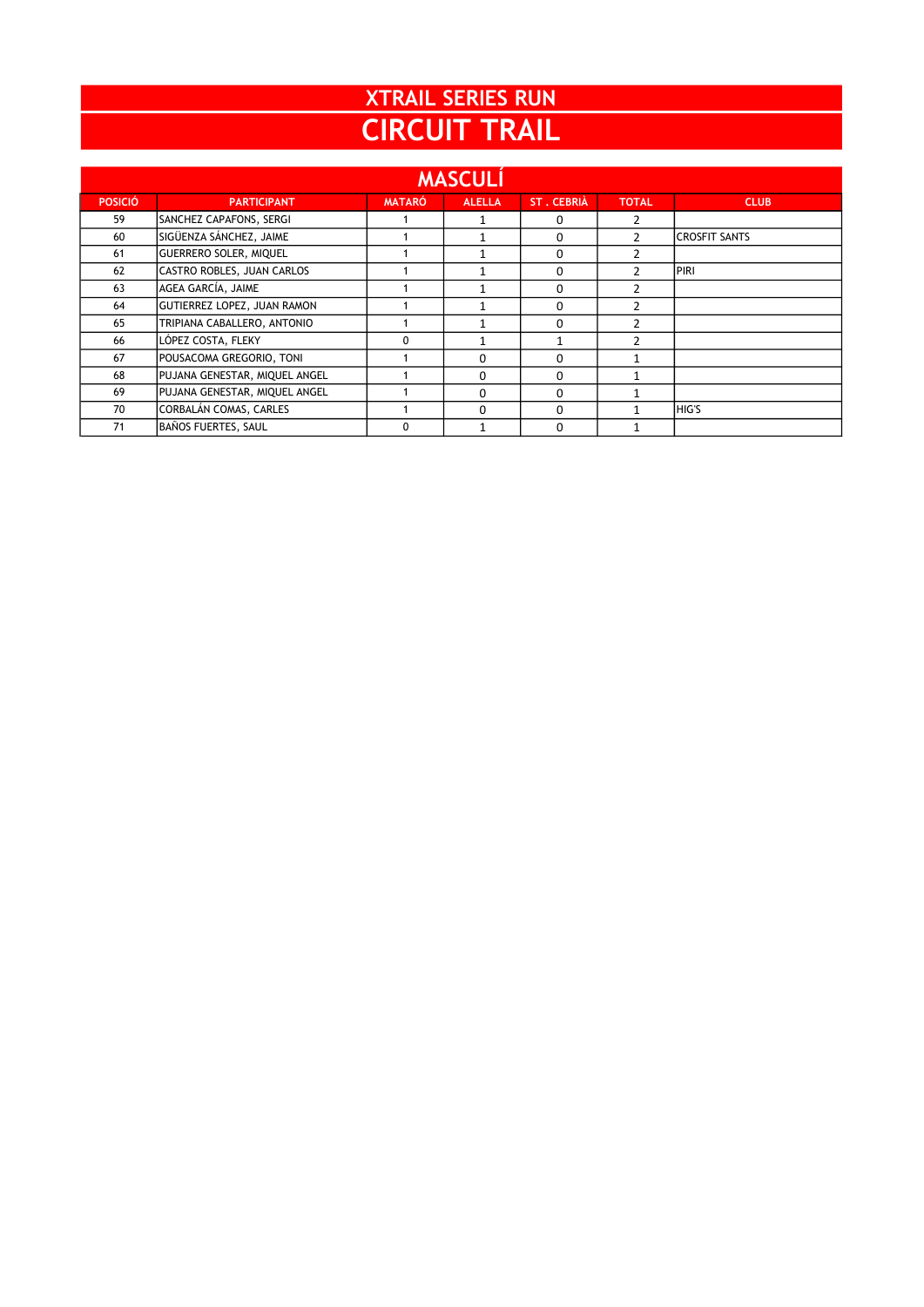# XTRAIL SERIES RUN
# CIRCUIT TRAIL

## MASCULÍ

| POSICIÓ | PARTICIPANT | MATARÓ | ALELLA | ST . CEBRIÀ | TOTAL | CLUB |
|---|---|---|---|---|---|---|
| 59 | SANCHEZ CAPAFONS, SERGI | 1 | 1 | 0 | 2 | |
| 60 | SIGÜENZA SÁNCHEZ, JAIME | 1 | 1 | 0 | 2 | CROSFIT SANTS |
| 61 | GUERRERO SOLER, MIQUEL | 1 | 1 | 0 | 2 | |
| 62 | CASTRO ROBLES, JUAN CARLOS | 1 | 1 | 0 | 2 | PIRI |
| 63 | AGEA GARCÍA, JAIME | 1 | 1 | 0 | 2 | |
| 64 | GUTIERREZ LOPEZ, JUAN RAMON | 1 | 1 | 0 | 2 | |
| 65 | TRIPIANA CABALLERO, ANTONIO | 1 | 1 | 0 | 2 | |
| 66 | LÓPEZ COSTA, FLEKY | 0 | 1 | 1 | 2 | |
| 67 | POUSACOMA GREGORIO, TONI | 1 | 0 | 0 | 1 | |
| 68 | PUJANA GENESTAR, MIQUEL ANGEL | 1 | 0 | 0 | 1 | |
| 69 | PUJANA GENESTAR, MIQUEL ANGEL | 1 | 0 | 0 | 1 | |
| 70 | CORBALÁN COMAS, CARLES | 1 | 0 | 0 | 1 | HIG'S |
| 71 | BAÑOS FUERTES, SAUL | 0 | 1 | 0 | 1 | |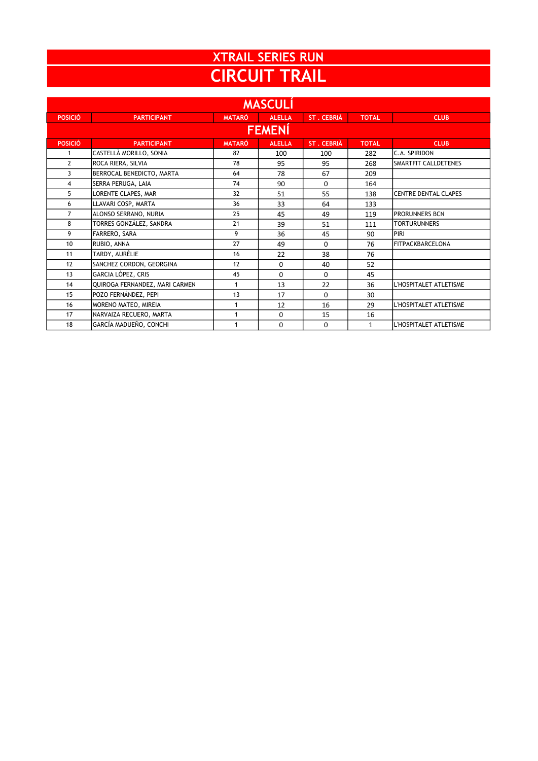# XTRAIL SERIES RUN

# CIRCUIT TRAIL

## MASCULÍ

| POSICIÓ | PARTICIPANT | MATARÓ | ALELLA | ST . CEBRIÀ | TOTAL | CLUB |
|---|---|---|---|---|---|---|

## FEMENÍ

| POSICIÓ | PARTICIPANT | MATARÓ | ALELLA | ST . CEBRIÀ | TOTAL | CLUB |
|---|---|---|---|---|---|---|
| 1 | CASTELLÀ MORILLO, SONIA | 82 | 100 | 100 | 282 | C.A. SPIRIDON |
| 2 | ROCA RIERA, SILVIA | 78 | 95 | 95 | 268 | SMARTFIT CALLDETENES |
| 3 | BERROCAL BENEDICTO, MARTA | 64 | 78 | 67 | 209 | |
| 4 | SERRA PERUGA, LAIA | 74 | 90 | 0 | 164 | |
| 5 | LORENTE CLAPES, MAR | 32 | 51 | 55 | 138 | CENTRE DENTAL CLAPES |
| 6 | LLAVARI COSP, MARTA | 36 | 33 | 64 | 133 | |
| 7 | ALONSO SERRANO, NURIA | 25 | 45 | 49 | 119 | PRORUNNERS BCN |
| 8 | TORRES GONZÁLEZ, SANDRA | 21 | 39 | 51 | 111 | TORTURUNNERS |
| 9 | FARRERO, SARA | 9 | 36 | 45 | 90 | PIRI |
| 10 | RUBIO, ANNA | 27 | 49 | 0 | 76 | FITPACKBARCELONA |
| 11 | TARDY, AURÉLIE | 16 | 22 | 38 | 76 | |
| 12 | SANCHEZ CORDON, GEORGINA | 12 | 0 | 40 | 52 | |
| 13 | GARCIA LÓPEZ, CRIS | 45 | 0 | 0 | 45 | |
| 14 | QUIROGA FERNANDEZ, MARI CARMEN | 1 | 13 | 22 | 36 | L'HOSPITALET ATLETISME |
| 15 | POZO FERNÁNDEZ, PEPI | 13 | 17 | 0 | 30 | |
| 16 | MORENO MATEO, MIREIA | 1 | 12 | 16 | 29 | L'HOSPITALET ATLETISME |
| 17 | NARVAIZA RECUERO, MARTA | 1 | 0 | 15 | 16 | |
| 18 | GARCÍA MADUEÑO, CONCHI | 1 | 0 | 0 | 1 | L'HOSPITALET ATLETISME |